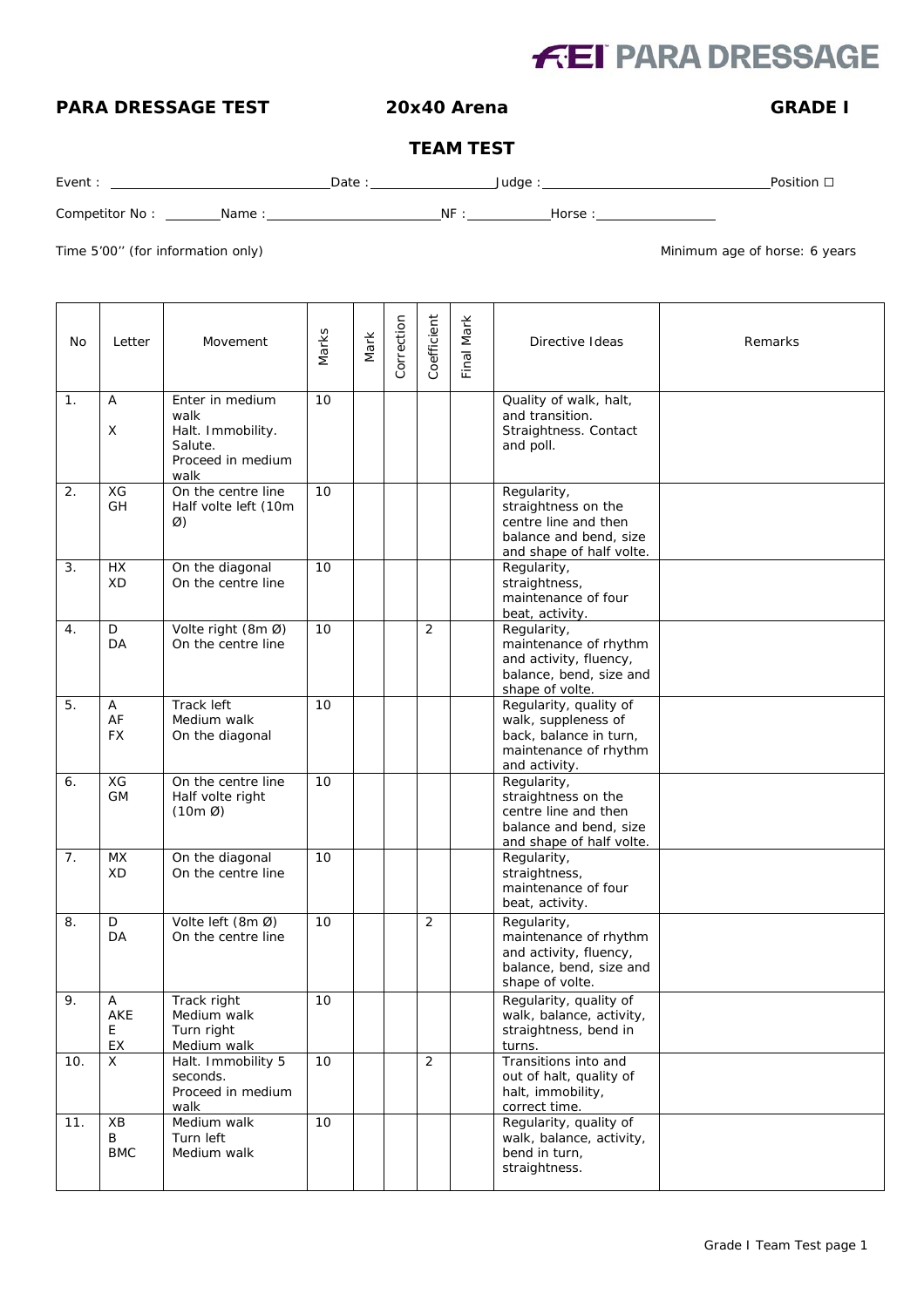FEI PARA DRESSAGE

**PARA DRESSAGE TEST** **20x40 Arena** **GRADE I**

## TEAM TEST

Event : ______________________ Date : ______________ Judge : ______________________ Position ☐

Competitor No : ________ Name : ______________________ NF : __________ Horse : ______________

Time 5'00'' (for information only) Minimum age of horse: 6 years

| No | Letter | Movement | Marks | Mark | Correction | Coefficient | Final Mark | Directive Ideas | Remarks |
|---|---|---|---|---|---|---|---|---|---|
| 1. | A<br>X | Enter in medium walk<br>Halt. Immobility. Salute.<br>Proceed in medium walk | 10 | | | | | Quality of walk, halt, and transition. Straightness. Contact and poll. | |
| 2. | XG<br>GH | On the centre line<br>Half volte left (10m Ø) | 10 | | | | | Regularity, straightness on the centre line and then balance and bend, size and shape of half volte. | |
| 3. | HX<br>XD | On the diagonal<br>On the centre line | 10 | | | | | Regularity, straightness, maintenance of four beat, activity. | |
| 4. | D<br>DA | Volte right (8m Ø)<br>On the centre line | 10 | | | 2 | | Regularity, maintenance of rhythm and activity, fluency, balance, bend, size and shape of volte. | |
| 5. | A<br>AF<br>FX | Track left<br>Medium walk<br>On the diagonal | 10 | | | | | Regularity, quality of walk, suppleness of back, balance in turn, maintenance of rhythm and activity. | |
| 6. | XG<br>GM | On the centre line<br>Half volte right (10m Ø) | 10 | | | | | Regularity, straightness on the centre line and then balance and bend, size and shape of half volte. | |
| 7. | MX<br>XD | On the diagonal<br>On the centre line | 10 | | | | | Regularity, straightness, maintenance of four beat, activity. | |
| 8. | D<br>DA | Volte left (8m Ø)<br>On the centre line | 10 | | | 2 | | Regularity, maintenance of rhythm and activity, fluency, balance, bend, size and shape of volte. | |
| 9. | A<br>AKE<br>E<br>EX | Track right<br>Medium walk<br>Turn right<br>Medium walk | 10 | | | | | Regularity, quality of walk, balance, activity, straightness, bend in turns. | |
| 10. | X | Halt. Immobility 5 seconds.<br>Proceed in medium walk | 10 | | | 2 | | Transitions into and out of halt, quality of halt, immobility, correct time. | |
| 11. | XB<br>B<br>BMC | Medium walk<br>Turn left<br>Medium walk | 10 | | | | | Regularity, quality of walk, balance, activity, bend in turn, straightness. | |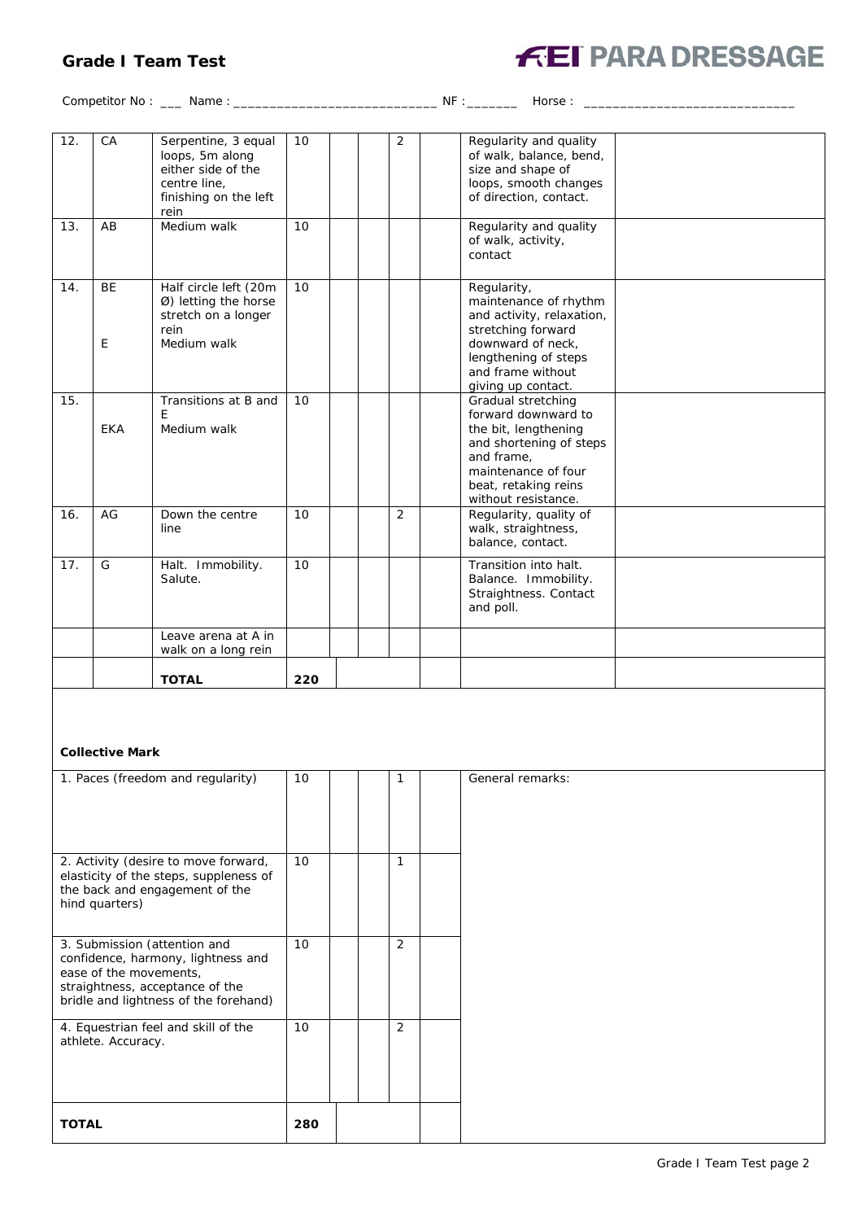## Grade I Team Test

**FEI PARA DRESSAGE**

Competitor No : ___ Name : ____________________________ NF :_______ Horse : ______________________________

| | | | | | | | | | |
|---|---|---|---|---|---|---|---|---|---|
| 12. | CA | Serpentine, 3 equal loops, 5m along either side of the centre line, finishing on the left rein | 10 | | | 2 | | Regularity and quality of walk, balance, bend, size and shape of loops, smooth changes of direction, contact. | |
| 13. | AB | Medium walk | 10 | | | | | Regularity and quality of walk, activity, contact | |
| 14. | BE<br><br>E | Half circle left (20m Ø) letting the horse stretch on a longer rein<br>Medium walk | 10 | | | | | Regularity, maintenance of rhythm and activity, relaxation, stretching forward downward of neck, lengthening of steps and frame without giving up contact. | |
| 15. | <br>EKA | Transitions at B and E<br>Medium walk | 10 | | | | | Gradual stretching forward downward to the bit, lengthening and shortening of steps and frame, maintenance of four beat, retaking reins without resistance. | |
| 16. | AG | Down the centre line | 10 | | | 2 | | Regularity, quality of walk, straightness, balance, contact. | |
| 17. | G | Halt. Immobility. Salute. | 10 | | | | | Transition into halt. Balance. Immobility. Straightness. Contact and poll. | |
| | | Leave arena at A in walk on a long rein | | | | | | | |
| | | **TOTAL** | **220** | | | | | | |

**Collective Mark**

| | | | | | | |
|---|---|---|---|---|---|---|
| 1. Paces (freedom and regularity) | 10 | | | 1 | | General remarks: |
| 2. Activity (desire to move forward, elasticity of the steps, suppleness of the back and engagement of the hind quarters) | 10 | | | 1 | | |
| 3. Submission (attention and confidence, harmony, lightness and ease of the movements, straightness, acceptance of the bridle and lightness of the forehand) | 10 | | | 2 | | |
| 4. Equestrian feel and skill of the athlete. Accuracy. | 10 | | | 2 | | |
| **TOTAL** | **280** | | | | | |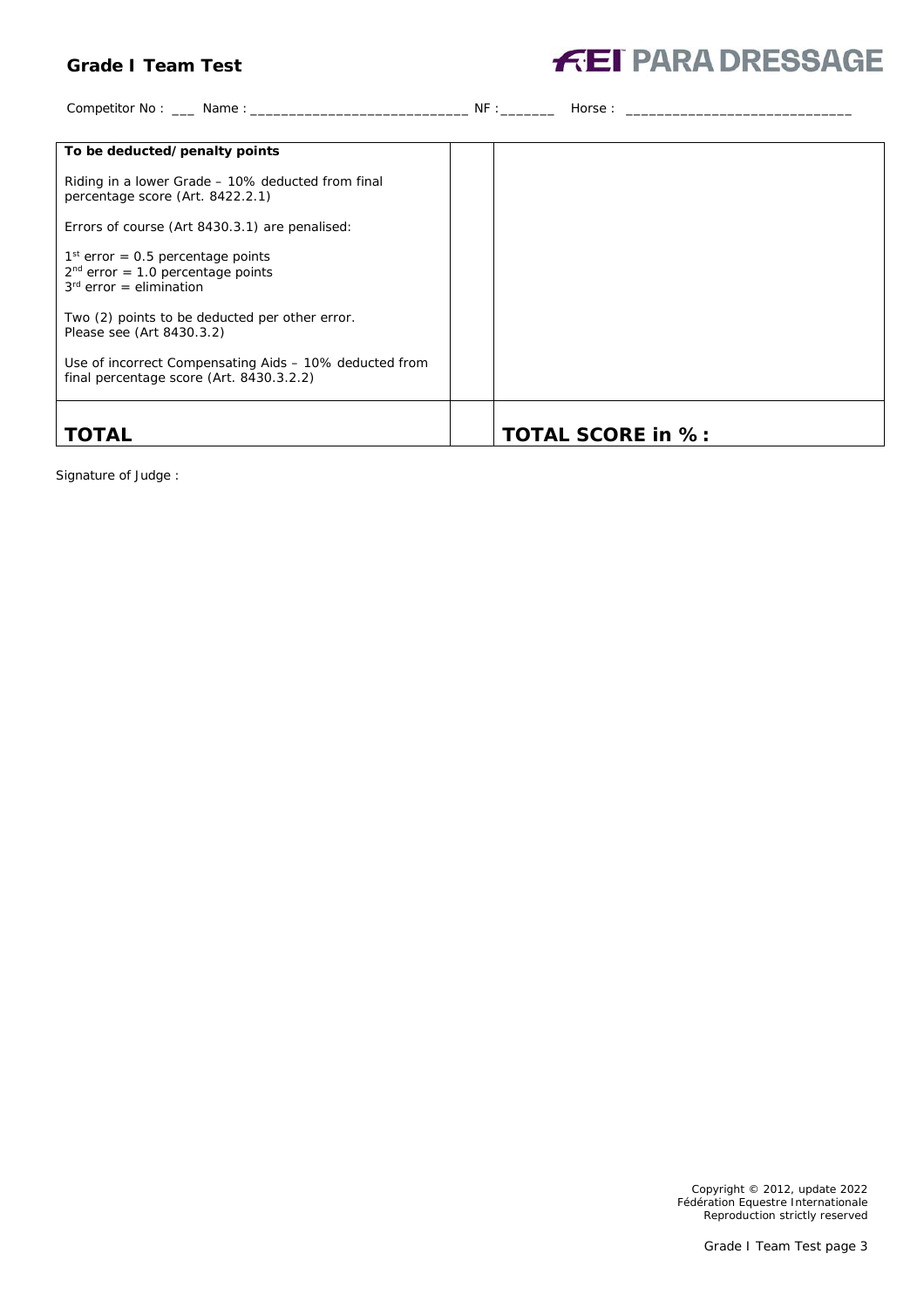Competitor No : ___ Name : ____________________________ NF :_______ Horse : ______________________________

| | | |
|---|---|---|
| **To be deducted/penalty points**<br><br>Riding in a lower Grade – 10% deducted from final percentage score (Art. 8422.2.1)<br><br>Errors of course (Art 8430.3.1) are penalised:<br><br>1st error = 0.5 percentage points<br>2nd error = 1.0 percentage points<br>3rd error = elimination<br><br>Two (2) points to be deducted per other error. Please see (Art 8430.3.2)<br><br>Use of incorrect Compensating Aids – 10% deducted from final percentage score (Art. 8430.3.2.2) | | |
| **TOTAL** | | **TOTAL SCORE in % :** |

Signature of Judge :

Copyright © 2012, update 2022
Fédération Equestre Internationale
Reproduction strictly reserved